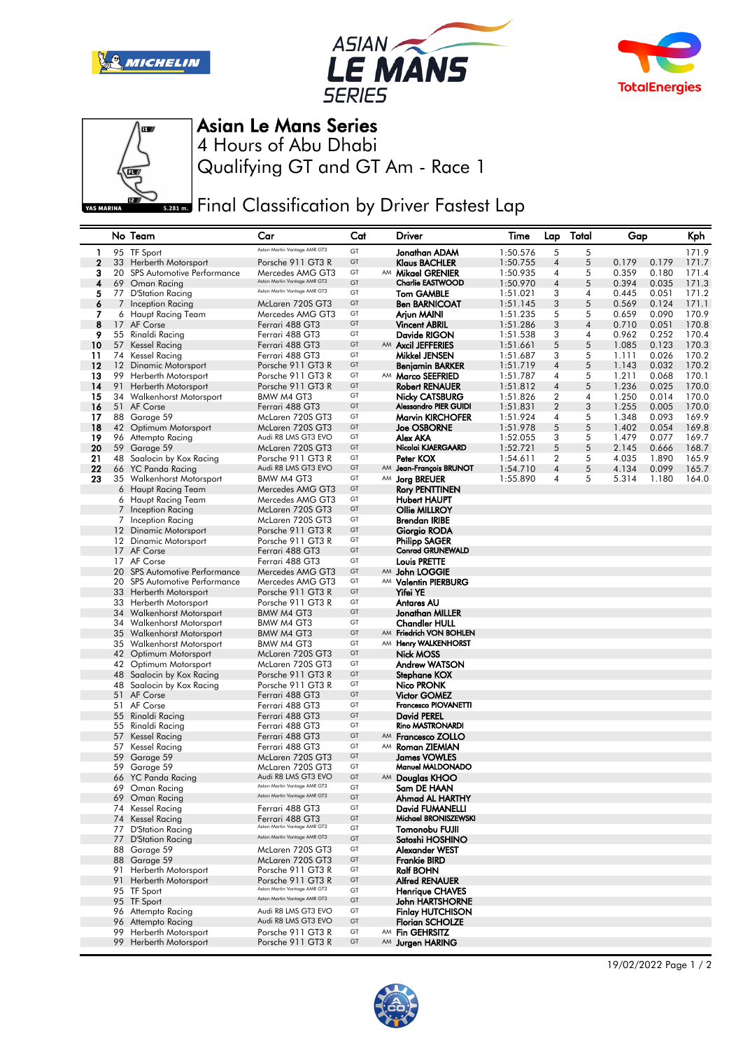# Asian Le Mans Series

## 4 Hours of Abu Dhabi

## Qualifying GT and GT Am - Race 1

## Final Classification by Driver Fastest Lap

| | No | Team | Car | Cat | | Driver | Time | Lap | Total | Gap | | Kph |
|---|---|---|---|---|---|---|---|---|---|---|---|---|
| 1 | 95 | TF Sport | Aston Martin Vantage AMR GT3 | GT | | Jonathan ADAM | 1:50.576 | 5 | 5 | | | 171.9 |
| 2 | 33 | Herberth Motorsport | Porsche 911 GT3 R | GT | | Klaus BACHLER | 1:50.755 | 4 | 5 | 0.179 | 0.179 | 171.7 |
| 3 | 20 | SPS Automotive Performance | Mercedes AMG GT3 | GT | AM | Mikael GRENIER | 1:50.935 | 4 | 5 | 0.359 | 0.180 | 171.4 |
| 4 | 69 | Oman Racing | Aston Martin Vantage AMR GT3 | GT | | Charlie EASTWOOD | 1:50.970 | 4 | 5 | 0.394 | 0.035 | 171.3 |
| 5 | 77 | D'Station Racing | Aston Martin Vantage AMR GT3 | GT | | Tom GAMBLE | 1:51.021 | 3 | 4 | 0.445 | 0.051 | 171.2 |
| 6 | 7 | Inception Racing | McLaren 720S GT3 | GT | | Ben BARNICOAT | 1:51.145 | 3 | 5 | 0.569 | 0.124 | 171.1 |
| 7 | 6 | Haupt Racing Team | Mercedes AMG GT3 | GT | | Arjun MAINI | 1:51.235 | 5 | 5 | 0.659 | 0.090 | 170.9 |
| 8 | 17 | AF Corse | Ferrari 488 GT3 | GT | | Vincent ABRIL | 1:51.286 | 3 | 4 | 0.710 | 0.051 | 170.8 |
| 9 | 55 | Rinaldi Racing | Ferrari 488 GT3 | GT | | Davide RIGON | 1:51.538 | 3 | 4 | 0.962 | 0.252 | 170.4 |
| 10 | 57 | Kessel Racing | Ferrari 488 GT3 | GT | AM | Axcil JEFFERIES | 1:51.661 | 5 | 5 | 1.085 | 0.123 | 170.3 |
| 11 | 74 | Kessel Racing | Ferrari 488 GT3 | GT | | Mikkel JENSEN | 1:51.687 | 3 | 5 | 1.111 | 0.026 | 170.2 |
| 12 | 12 | Dinamic Motorsport | Porsche 911 GT3 R | GT | | Benjamin BARKER | 1:51.719 | 4 | 5 | 1.143 | 0.032 | 170.2 |
| 13 | 99 | Herberth Motorsport | Porsche 911 GT3 R | GT | AM | Marco SEEFRIED | 1:51.787 | 4 | 5 | 1.211 | 0.068 | 170.1 |
| 14 | 91 | Herberth Motorsport | Porsche 911 GT3 R | GT | | Robert RENAUER | 1:51.812 | 4 | 5 | 1.236 | 0.025 | 170.0 |
| 15 | 34 | Walkenhorst Motorsport | BMW M4 GT3 | GT | | Nicky CATSBURG | 1:51.826 | 2 | 4 | 1.250 | 0.014 | 170.0 |
| 16 | 51 | AF Corse | Ferrari 488 GT3 | GT | | Alessandro PIER GUIDI | 1:51.831 | 2 | 3 | 1.255 | 0.005 | 170.0 |
| 17 | 88 | Garage 59 | McLaren 720S GT3 | GT | | Marvin KIRCHOFER | 1:51.924 | 4 | 5 | 1.348 | 0.093 | 169.9 |
| 18 | 42 | Optimum Motorsport | McLaren 720S GT3 | GT | | Joe OSBORNE | 1:51.978 | 5 | 5 | 1.402 | 0.054 | 169.8 |
| 19 | 96 | Attempto Racing | Audi R8 LMS GT3 EVO | GT | | Alex AKA | 1:52.055 | 3 | 5 | 1.479 | 0.077 | 169.7 |
| 20 | 59 | Garage 59 | McLaren 720S GT3 | GT | | Nicolai KJAERGAARD | 1:52.721 | 5 | 5 | 2.145 | 0.666 | 168.7 |
| 21 | 48 | Saalocin by Kox Racing | Porsche 911 GT3 R | GT | | Peter KOX | 1:54.611 | 2 | 5 | 4.035 | 1.890 | 165.9 |
| 22 | 66 | YC Panda Racing | Audi R8 LMS GT3 EVO | GT | AM | Jean-François BRUNOT | 1:54.710 | 4 | 5 | 4.134 | 0.099 | 165.7 |
| 23 | 35 | Walkenhorst Motorsport | BMW M4 GT3 | GT | AM | Jorg BREUER | 1:55.890 | 4 | 5 | 5.314 | 1.180 | 164.0 |
| | 6 | Haupt Racing Team | Mercedes AMG GT3 | GT | | Rory PENTTINEN | | | | | | |
| | 6 | Haupt Racing Team | Mercedes AMG GT3 | GT | | Hubert HAUPT | | | | | | |
| | 7 | Inception Racing | McLaren 720S GT3 | GT | | Ollie MILLROY | | | | | | |
| | 7 | Inception Racing | McLaren 720S GT3 | GT | | Brendan IRIBE | | | | | | |
| | 12 | Dinamic Motorsport | Porsche 911 GT3 R | GT | | Giorgio RODA | | | | | | |
| | 12 | Dinamic Motorsport | Porsche 911 GT3 R | GT | | Philipp SAGER | | | | | | |
| | 17 | AF Corse | Ferrari 488 GT3 | GT | | Conrad GRUNEWALD | | | | | | |
| | 17 | AF Corse | Ferrari 488 GT3 | GT | | Louis PRETTE | | | | | | |
| | 20 | SPS Automotive Performance | Mercedes AMG GT3 | GT | AM | John LOGGIE | | | | | | |
| | 20 | SPS Automotive Performance | Mercedes AMG GT3 | GT | AM | Valentin PIERBURG | | | | | | |
| | 33 | Herberth Motorsport | Porsche 911 GT3 R | GT | | Yifei YE | | | | | | |
| | 33 | Herberth Motorsport | Porsche 911 GT3 R | GT | | Antares AU | | | | | | |
| | 34 | Walkenhorst Motorsport | BMW M4 GT3 | GT | | Jonathan MILLER | | | | | | |
| | 34 | Walkenhorst Motorsport | BMW M4 GT3 | GT | | Chandler HULL | | | | | | |
| | 35 | Walkenhorst Motorsport | BMW M4 GT3 | GT | AM | Friedrich VON BOHLEN | | | | | | |
| | 35 | Walkenhorst Motorsport | BMW M4 GT3 | GT | AM | Henry WALKENHORST | | | | | | |
| | 42 | Optimum Motorsport | McLaren 720S GT3 | GT | | Nick MOSS | | | | | | |
| | 42 | Optimum Motorsport | McLaren 720S GT3 | GT | | Andrew WATSON | | | | | | |
| | 48 | Saalocin by Kox Racing | Porsche 911 GT3 R | GT | | Stephane KOX | | | | | | |
| | 48 | Saalocin by Kox Racing | Porsche 911 GT3 R | GT | | Nico PRONK | | | | | | |
| | 51 | AF Corse | Ferrari 488 GT3 | GT | | Victor GOMEZ | | | | | | |
| | 51 | AF Corse | Ferrari 488 GT3 | GT | | Francesco PIOVANETTI | | | | | | |
| | 55 | Rinaldi Racing | Ferrari 488 GT3 | GT | | David PEREL | | | | | | |
| | 55 | Rinaldi Racing | Ferrari 488 GT3 | GT | | Rino MASTRONARDI | | | | | | |
| | 57 | Kessel Racing | Ferrari 488 GT3 | GT | AM | Francesco ZOLLO | | | | | | |
| | 57 | Kessel Racing | Ferrari 488 GT3 | GT | AM | Roman ZIEMIAN | | | | | | |
| | 59 | Garage 59 | McLaren 720S GT3 | GT | | James VOWLES | | | | | | |
| | 59 | Garage 59 | McLaren 720S GT3 | GT | | Manuel MALDONADO | | | | | | |
| | 66 | YC Panda Racing | Audi R8 LMS GT3 EVO | GT | AM | Douglas KHOO | | | | | | |
| | 69 | Oman Racing | Aston Martin Vantage AMR GT3 | GT | | Sam DE HAAN | | | | | | |
| | 69 | Oman Racing | Aston Martin Vantage AMR GT3 | GT | | Ahmad AL HARTHY | | | | | | |
| | 74 | Kessel Racing | Ferrari 488 GT3 | GT | | David FUMANELLI | | | | | | |
| | 74 | Kessel Racing | Ferrari 488 GT3 | GT | | Michael BRONISZEWSKI | | | | | | |
| | 77 | D'Station Racing | Aston Martin Vantage AMR GT3 | GT | | Tomonobu FUJII | | | | | | |
| | 77 | D'Station Racing | Aston Martin Vantage AMR GT3 | GT | | Satoshi HOSHINO | | | | | | |
| | 88 | Garage 59 | McLaren 720S GT3 | GT | | Alexander WEST | | | | | | |
| | 88 | Garage 59 | McLaren 720S GT3 | GT | | Frankie BIRD | | | | | | |
| | 91 | Herberth Motorsport | Porsche 911 GT3 R | GT | | Ralf BOHN | | | | | | |
| | 91 | Herberth Motorsport | Porsche 911 GT3 R | GT | | Alfred RENAUER | | | | | | |
| | 95 | TF Sport | Aston Martin Vantage AMR GT3 | GT | | Henrique CHAVES | | | | | | |
| | 95 | TF Sport | Aston Martin Vantage AMR GT3 | GT | | John HARTSHORNE | | | | | | |
| | 96 | Attempto Racing | Audi R8 LMS GT3 EVO | GT | | Finlay HUTCHISON | | | | | | |
| | 96 | Attempto Racing | Audi R8 LMS GT3 EVO | GT | | Florian SCHOLZE | | | | | | |
| | 99 | Herberth Motorsport | Porsche 911 GT3 R | GT | AM | Fin GEHRSITZ | | | | | | |
| | 99 | Herberth Motorsport | Porsche 911 GT3 R | GT | AM | Jurgen HARING | | | | | | |

19/02/2022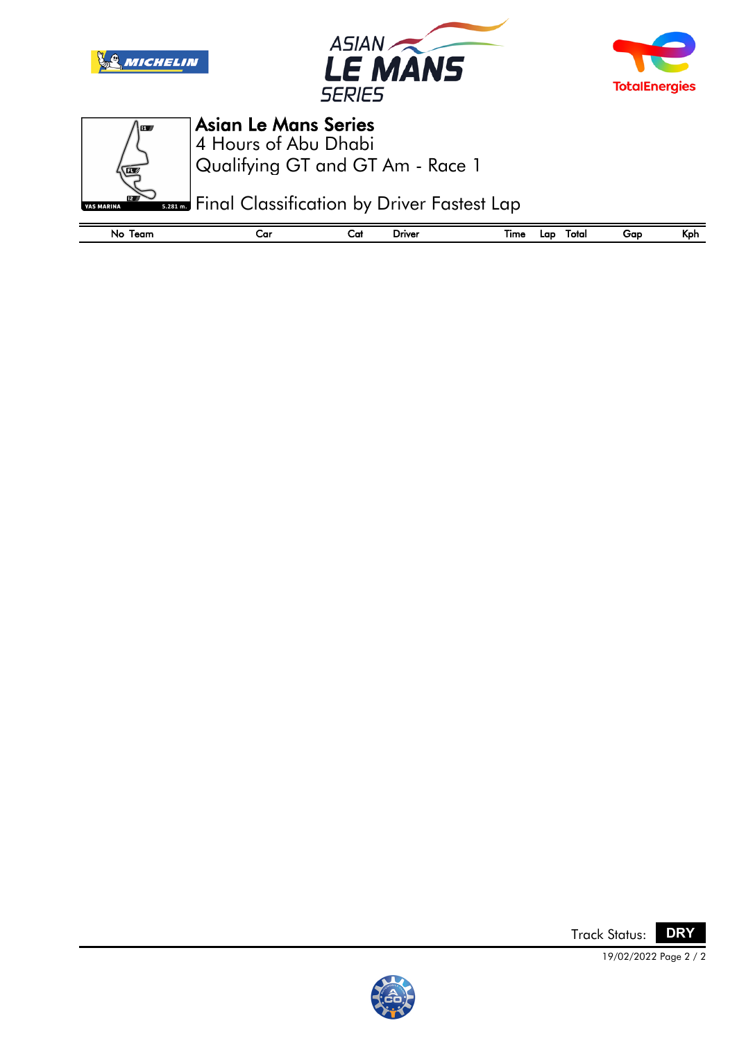# Asian Le Mans Series

4 Hours of Abu Dhabi

Qualifying GT and GT Am - Race 1

Final Classification by Driver Fastest Lap

| No | Team | Car | Cat | Driver | Time | Lap | Total | Gap | Kph |
|---|---|---|---|---|---|---|---|---|---|

Track Status: **DRY**

19/02/2022